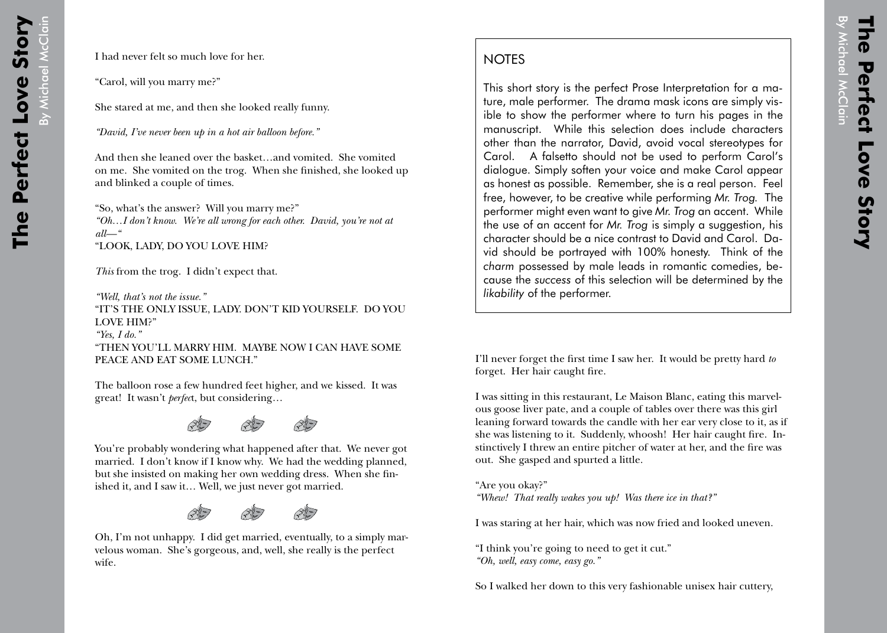I had never felt so much love for her.

"Carol, will you marry me?"

She stared at me, and then she looked really funny.

*"David, I've never been up in a hot air balloon before."*

And then she leaned over the basket…and vomited. She vomited on me. She vomited on the trog. When she finished, she looked up and blinked a couple of times.

"So, what's the answer? Will you marry me?"
*"Oh…I don't know. We're all wrong for each other. David, you're not at all—"*
"LOOK, LADY, DO YOU LOVE HIM?

*This* from the trog. I didn't expect that.

*"Well, that's not the issue."*
"IT'S THE ONLY ISSUE, LADY. DON'T KID YOURSELF. DO YOU LOVE HIM?"
*"Yes, I do."*
"THEN YOU'LL MARRY HIM. MAYBE NOW I CAN HAVE SOME PEACE AND EAT SOME LUNCH."

The balloon rose a few hundred feet higher, and we kissed. It was great! It wasn't *perfec*t, but considering…

---

You're probably wondering what happened after that. We never got married. I don't know if I know why. We had the wedding planned, but she insisted on making her own wedding dress. When she finished it, and I saw it… Well, we just never got married.

---

Oh, I'm not unhappy. I did get married, eventually, to a simply marvelous woman. She's gorgeous, and, well, she really is the perfect wife.

## NOTES

This short story is the perfect Prose Interpretation for a mature, male performer. The drama mask icons are simply visible to show the performer where to turn his pages in the manuscript. While this selection does include characters other than the narrator, David, avoid vocal stereotypes for Carol. A falsetto should not be used to perform Carol's dialogue. Simply soften your voice and make Carol appear as honest as possible. Remember, she is a real person. Feel free, however, to be creative while performing *Mr. Trog.* The performer might even want to give *Mr. Trog* an accent. While the use of an accent for *Mr. Trog* is simply a suggestion, his character should be a nice contrast to David and Carol. David should be portrayed with 100% honesty. Think of the *charm* possessed by male leads in romantic comedies, because the *success* of this selection will be determined by the *likability* of the performer.

I'll never forget the first time I saw her. It would be pretty hard *to* forget. Her hair caught fire.

I was sitting in this restaurant, Le Maison Blanc, eating this marvelous goose liver pate, and a couple of tables over there was this girl leaning forward towards the candle with her ear very close to it, as if she was listening to it. Suddenly, whoosh! Her hair caught fire. Instinctively I threw an entire pitcher of water at her, and the fire was out. She gasped and spurted a little.

"Are you okay?"
*"Whew! That really wakes you up! Was there ice in that?"*

I was staring at her hair, which was now fried and looked uneven.

"I think you're going to need to get it cut."
*"Oh, well, easy come, easy go."*

So I walked her down to this very fashionable unisex hair cuttery,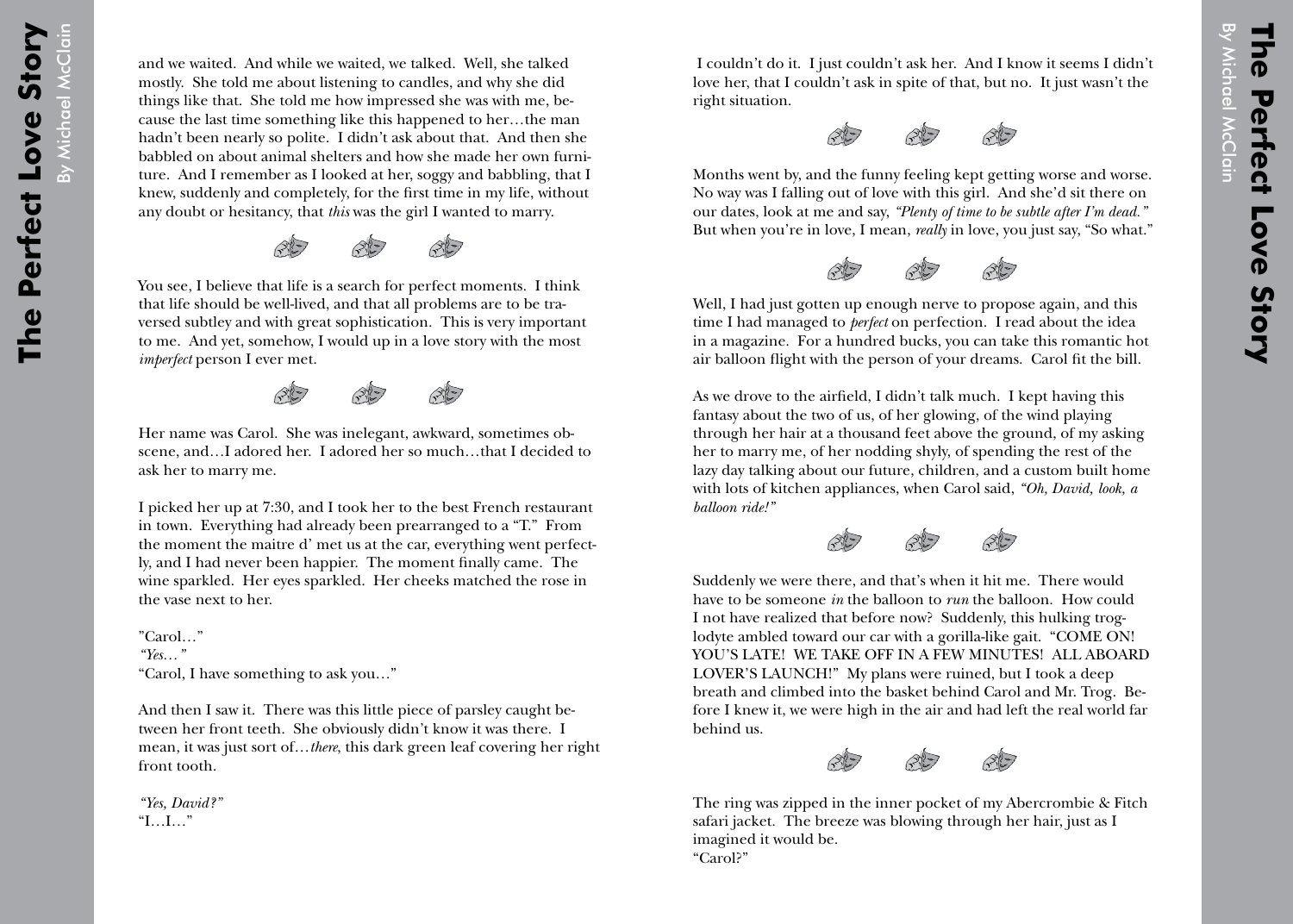and we waited. And while we waited, we talked. Well, she talked mostly. She told me about listening to candles, and why she did things like that. She told me how impressed she was with me, because the last time something like this happened to her…the man hadn't been nearly so polite. I didn't ask about that. And then she babbled on about animal shelters and how she made her own furniture. And I remember as I looked at her, soggy and babbling, that I knew, suddenly and completely, for the first time in my life, without any doubt or hesitancy, that *this* was the girl I wanted to marry.

You see, I believe that life is a search for perfect moments. I think that life should be well-lived, and that all problems are to be traversed subtley and with great sophistication. This is very important to me. And yet, somehow, I would up in a love story with the most *imperfect* person I ever met.

Her name was Carol. She was inelegant, awkward, sometimes obscene, and…I adored her. I adored her so much…that I decided to ask her to marry me.

I picked her up at 7:30, and I took her to the best French restaurant in town. Everything had already been prearranged to a "T." From the moment the maitre d' met us at the car, everything went perfectly, and I had never been happier. The moment finally came. The wine sparkled. Her eyes sparkled. Her cheeks matched the rose in the vase next to her.

"Carol…"
*"Yes…"*
"Carol, I have something to ask you…"

And then I saw it. There was this little piece of parsley caught between her front teeth. She obviously didn't know it was there. I mean, it was just sort of…*there*, this dark green leaf covering her right front tooth.

*"Yes, David?"*
"I…I…"

I couldn't do it. I just couldn't ask her. And I know it seems I didn't love her, that I couldn't ask in spite of that, but no. It just wasn't the right situation.

Months went by, and the funny feeling kept getting worse and worse. No way was I falling out of love with this girl. And she'd sit there on our dates, look at me and say, *"Plenty of time to be subtle after I'm dead."* But when you're in love, I mean, *really* in love, you just say, "So what."

Well, I had just gotten up enough nerve to propose again, and this time I had managed to *perfect* on perfection. I read about the idea in a magazine. For a hundred bucks, you can take this romantic hot air balloon flight with the person of your dreams. Carol fit the bill.

As we drove to the airfield, I didn't talk much. I kept having this fantasy about the two of us, of her glowing, of the wind playing through her hair at a thousand feet above the ground, of my asking her to marry me, of her nodding shyly, of spending the rest of the lazy day talking about our future, children, and a custom built home with lots of kitchen appliances, when Carol said, *"Oh, David, look, a balloon ride!"*

Suddenly we were there, and that's when it hit me. There would have to be someone *in* the balloon to *run* the balloon. How could I not have realized that before now? Suddenly, this hulking troglodyte ambled toward our car with a gorilla-like gait. "COME ON! YOU'S LATE! WE TAKE OFF IN A FEW MINUTES! ALL ABOARD LOVER'S LAUNCH!" My plans were ruined, but I took a deep breath and climbed into the basket behind Carol and Mr. Trog. Before I knew it, we were high in the air and had left the real world far behind us.

The ring was zipped in the inner pocket of my Abercrombie & Fitch safari jacket. The breeze was blowing through her hair, just as I imagined it would be.
"Carol?"